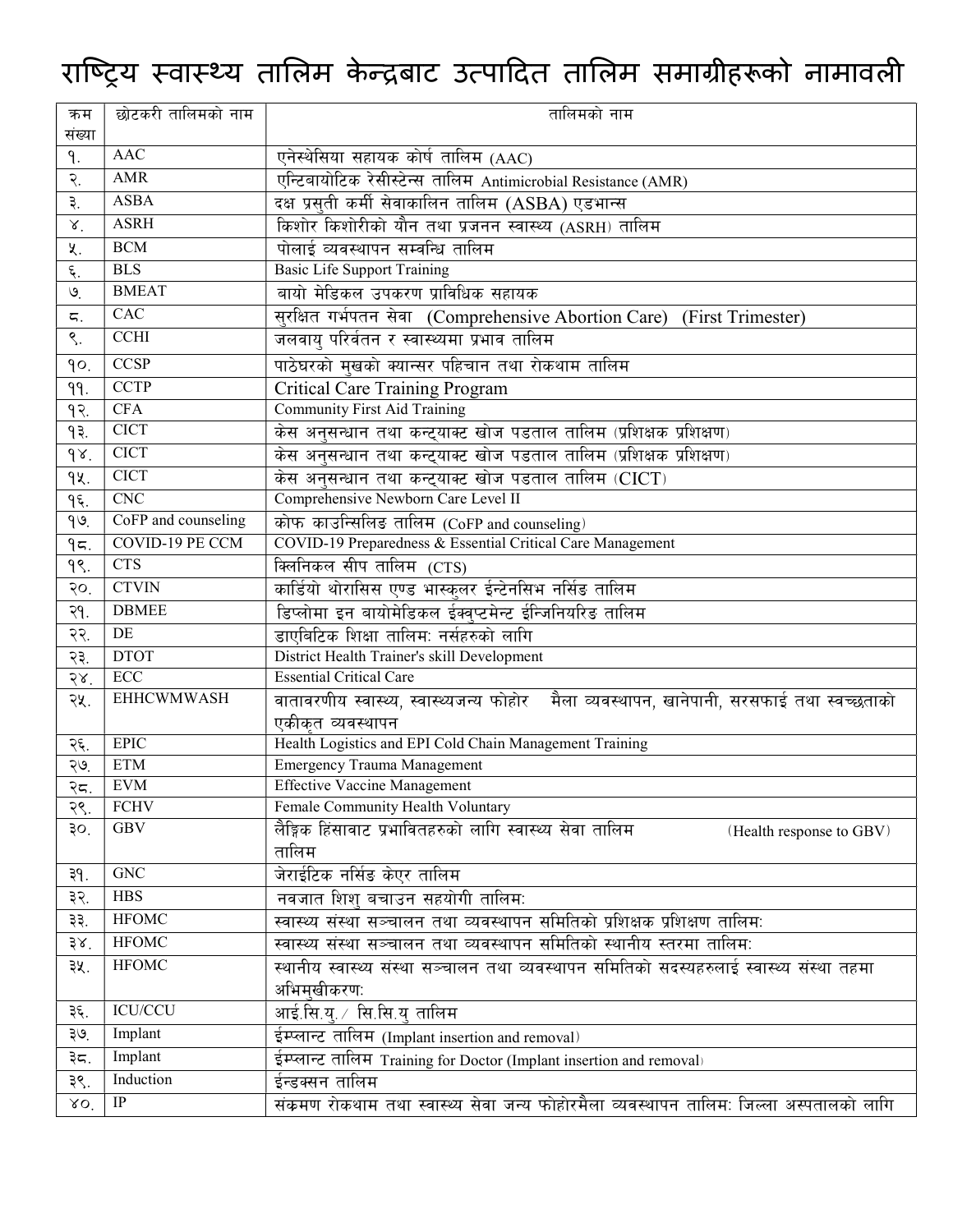# राष्ट्रिय स्वास्थ्य तालिम केन्द्रबाट उत्पादित तालिम समाग्रीहरूको नामावली

| क्रम संख्या | छोटकरी तालिमको नाम | तालिमको नाम |
|---|---|---|
| १. | AAC | एनेस्थेसिया सहायक कोर्ष तालिम (AAC) |
| २. | AMR | एन्टिबायोटिक रेसीस्टेन्स तालिम Antimicrobial Resistance (AMR) |
| ३. | ASBA | दक्ष प्रसुती कर्मी सेवाकालिन तालिम (ASBA) एडभान्स |
| ४. | ASRH | किशोर किशोरीको यौन तथा प्रजनन स्वास्थ्य (ASRH) तालिम |
| ५. | BCM | पोलाई व्यवस्थापन सम्वन्धि तालिम |
| ६. | BLS | Basic Life Support Training |
| ७. | BMEAT | बायो मेडिकल उपकरण प्राविधिक सहायक |
| ८. | CAC | सुरक्षित गर्भपतन सेवा (Comprehensive Abortion Care) (First Trimester) |
| ९. | CCHI | जलवायु परिर्वतन र स्वास्थ्यमा प्रभाव तालिम |
| १०. | CCSP | पाठेघरको मुखको क्यान्सर पहिचान तथा रोकथाम तालिम |
| ११. | CCTP | Critical Care Training Program |
| १२. | CFA | Community First Aid Training |
| १३. | CICT | केस अनुसन्धान तथा कन्ट्याक्ट खोज पडताल तालिम (प्रशिक्षक प्रशिक्षण) |
| १४. | CICT | केस अनुसन्धान तथा कन्ट्याक्ट खोज पडताल तालिम (प्रशिक्षक प्रशिक्षण) |
| १५. | CICT | केस अनुसन्धान तथा कन्ट्याक्ट खोज पडताल तालिम (CICT) |
| १६. | CNC | Comprehensive Newborn Care Level II |
| १७. | CoFP and counseling | कोफ काउन्सिलिङ तालिम (CoFP and counseling) |
| १८. | COVID-19 PE CCM | COVID-19 Preparedness & Essential Critical Care Management |
| १९. | CTS | क्लिनिकल सीप तालिम (CTS) |
| २०. | CTVIN | कार्डियो थोरासिस एण्ड भास्कुलर ईन्टेनसिभ नर्सिङ तालिम |
| २१. | DBMEE | डिप्लोमा इन बायोमेडिकल ईक्वुप्टमेन्ट ईन्जिनियरिङ तालिम |
| २२. | DE | डाएबिटिक शिक्षा तालिमः नर्सहरुको लागि |
| २३. | DTOT | District Health Trainer's skill Development |
| २४. | ECC | Essential Critical Care |
| २५. | EHHCWMWASH | वातावरणीय स्वास्थ्य, स्वास्थ्यजन्य फोहोर मैला व्यवस्थापन, खानेपानी, सरसफाई तथा स्वच्छताको एकीकृत व्यवस्थापन |
| २६. | EPIC | Health Logistics and EPI Cold Chain Management Training |
| २७. | ETM | Emergency Trauma Management |
| २८. | EVM | Effective Vaccine Management |
| २९. | FCHV | Female Community Health Voluntary |
| ३०. | GBV | लैङ्गिक हिंसावाट प्रभावितहरुको लागि स्वास्थ्य सेवा तालिम (Health response to GBV) तालिम |
| ३१. | GNC | जेराईटिक नर्सिङ केएर तालिम |
| ३२. | HBS | नवजात शिशु बचाउन सहयोगी तालिमः |
| ३३. | HFOMC | स्वास्थ्य संस्था सञ्चालन तथा व्यवस्थापन समितिको प्रशिक्षक प्रशिक्षण तालिमः |
| ३४. | HFOMC | स्वास्थ्य संस्था सञ्चालन तथा व्यवस्थापन समितिको स्थानीय स्तरमा तालिमः |
| ३५. | HFOMC | स्थानीय स्वास्थ्य संस्था सञ्चालन तथा व्यवस्थापन समितिको सदस्यहरुलाई स्वास्थ्य संस्था तहमा अभिमुखीकरणः |
| ३६. | ICU/CCU | आई.सि.यु. / सि.सि.यु तालिम |
| ३७. | Implant | ईम्प्लान्ट तालिम (Implant insertion and removal) |
| ३८. | Implant | ईम्प्लान्ट तालिम Training for Doctor (Implant insertion and removal) |
| ३९. | Induction | ईन्डक्सन तालिम |
| ४०. | IP | संक्रमण रोकथाम तथा स्वास्थ्य सेवा जन्य फोहोरमैला व्यवस्थापन तालिमः जिल्ला अस्पतालको लागि |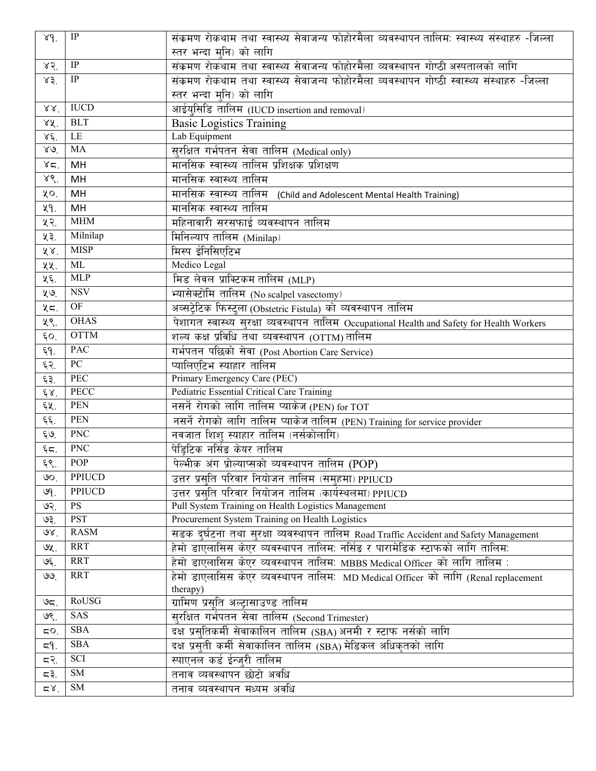| | | |
|---|---|---|
| ४१. | IP | संक्रमण रोकथाम तथा स्वास्थ्य सेवाजन्य फोहोरमैला व्यवस्थापन तालिमः स्वास्थ्य संस्थाहरु -जिल्ला स्तर भन्दा मुनि) को लागि |
| ४२. | IP | संक्रमण रोकथाम तथा स्वास्थ्य सेवाजन्य फोहोरमैला व्यवस्थापन गोष्ठी अस्पतालको लागि |
| ४३. | IP | संक्रमण रोकथाम तथा स्वास्थ्य सेवाजन्य फोहोरमैला व्यवस्थापन गोष्ठी स्वास्थ्य संस्थाहरु -जिल्ला स्तर भन्दा मुनि) को लागि |
| ४४. | IUCD | आईयुसिडि तालिम (IUCD insertion and removal) |
| ४५. | BLT | Basic Logistics Training |
| ४६. | LE | Lab Equipment |
| ४७. | MA | सुरक्षित गर्भपतन सेवा तालिम (Medical only) |
| ४८. | MH | मानसिक स्वास्थ्य तालिम प्रशिक्षक प्रशिक्षण |
| ४९. | MH | मानसिक स्वास्थ्य तालिम |
| ५०. | MH | मानसिक स्वास्थ्य तालिम (Child and Adolescent Mental Health Training) |
| ५१. | MH | मानसिक स्वास्थ्य तालिम |
| ५२. | MHM | महिनावारी सरसफाई व्यवस्थापन तालिम |
| ५३. | Milnilap | मिनिल्याप तालिम (Minilap) |
| ५४. | MISP | मिस्प ईनिसिएटिभ |
| ५५. | ML | Medico Legal |
| ५६. | MLP | मिड लेवल प्राक्टिकम तालिम (MLP) |
| ५७. | NSV | भ्यासेक्टोमि तालिम (No scalpel vasectomy) |
| ५८. | OF | अव्सट्रेटिक फिस्टुला (Obstetric Fistula) को व्यवस्थापन तालिम |
| ५९. | OHAS | पेशागत स्वास्थ्य सुरक्षा व्यवस्थापन तालिम Occupational Health and Safety for Health Workers |
| ६०. | OTTM | शल्य कक्ष प्रविधि तथा व्यवस्थापन (OTTM) तालिम |
| ६१. | PAC | गर्भपतन पछिको सेवा (Post Abortion Care Service) |
| ६२. | PC | प्यालिएटिभ स्याहार तालिम |
| ६३. | PEC | Primary Emergency Care (PEC) |
| ६४. | PECC | Pediatric Essential Critical Care Training |
| ६५. | PEN | नसर्ने रोगको लागि तालिम प्याकेज (PEN) for TOT |
| ६६. | PEN | नसर्ने रोगको लागि तालिम प्याकेज तालिम (PEN) Training for service provider |
| ६७. | PNC | नवजात शिशु स्याहार तालिम (नर्सकोलागि) |
| ६८. | PNC | पेड्रिटिक नर्सिङ केयर तालिम |
| ६९. | POP | पेल्भीक अंग प्रोल्याप्सको व्यवस्थापन तालिम (POP) |
| ७०. | PPIUCD | उत्तर प्रसुति परिवार नियोजन तालिम (समुहमा) PPIUCD |
| ७१. | PPIUCD | उत्तर प्रसुति परिवार नियोजन तालिम (कार्यस्थलमा) PPIUCD |
| ७२. | PS | Pull System Training on Health Logistics Management |
| ७३. | PST | Procurement System Training on Health Logistics |
| ७४. | RASM | सडक दुर्घटना तथा सुरक्षा व्यवस्थापन तालिम Road Traffic Accident and Safety Management |
| ७५. | RRT | हेमो डाएलासिस केएर व्यवस्थापन तालिमः नर्सिङ र पारामेडिक स्टाफको लागि तालिमः |
| ७६. | RRT | हेमो डाएलासिस केएर व्यवस्थापन तालिमः MBBS Medical Officer को लागि तालिम : |
| ७७. | RRT | हेमो डाएलासिस केएर व्यवस्थापन तालिमः MD Medical Officer को लागि (Renal replacement therapy) |
| ७८. | RoUSG | ग्रामिण प्रसूति अल्ट्रासाउण्ड तालिम |
| ७९. | SAS | सुरक्षित गर्भपतन सेवा तालिम (Second Trimester) |
| ८०. | SBA | दक्ष प्रसुतिकर्मी सेवाकालिन तालिम (SBA) अनमी र स्टाफ नर्सको लागि |
| ८१. | SBA | दक्ष प्रसुती कर्मी सेवाकालिन तालिम (SBA) मेडिकल अधिकृतको लागि |
| ८२. | SCI | स्पाएनल कर्ड ईन्जुरी तालिम |
| ८३. | SM | तनाव व्यवस्थापन छोटो अवधि |
| ८४. | SM | तनाव व्यवस्थापन मध्यम अवधि |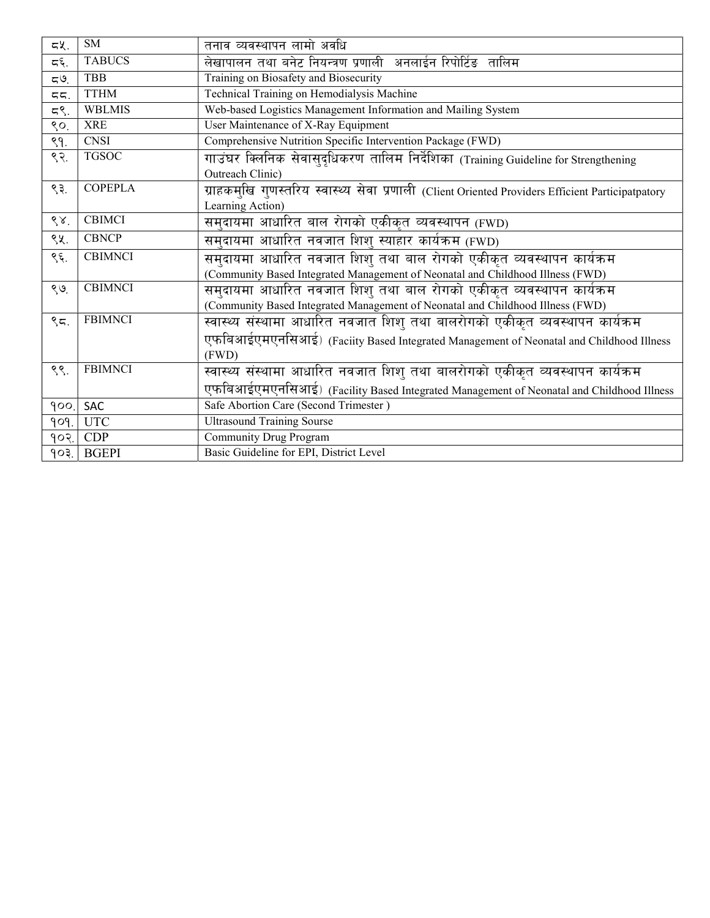| | | |
|---|---|---|
| ८५. | SM | तनाव व्यवस्थापन लामो अवधि |
| ८६. | TABUCS | लेखापालन तथा बनेट नियन्त्रण प्रणाली  अनलाईन रिपोर्टिङ  तालिम |
| ८७. | TBB | Training on Biosafety and Biosecurity |
| ८८. | TTHM | Technical Training on Hemodialysis Machine |
| ८९. | WBLMIS | Web-based Logistics Management Information and Mailing System |
| ९०. | XRE | User Maintenance of X-Ray Equipment |
| ९१. | CNSI | Comprehensive Nutrition Specific Intervention Package (FWD) |
| ९२. | TGSOC | गाउंघर क्लिनिक सेवासुदृधिकरण तालिम निर्देशिका (Training Guideline for Strengthening Outreach Clinic) |
| ९३. | COPEPLA | ग्राहकमुखि गुणस्तरिय स्वास्थ्य सेवा प्रणाली (Client Oriented Providers Efficient Participatpatory Learning Action) |
| ९४. | CBIMCI | समुदायमा आधारित बाल रोगको एकीकृत व्यवस्थापन (FWD) |
| ९५. | CBNCP | समुदायमा आधारित नवजात शिशु स्याहार कार्यक्रम (FWD) |
| ९६. | CBIMNCI | समुदायमा आधारित नवजात शिशु तथा बाल रोगको एकीकृत व्यवस्थापन कार्यक्रम (Community Based Integrated Management of Neonatal and Childhood Illness (FWD) |
| ९७. | CBIMNCI | समुदायमा आधारित नवजात शिशु तथा बाल रोगको एकीकृत व्यवस्थापन कार्यक्रम (Community Based Integrated Management of Neonatal and Childhood Illness (FWD) |
| ९८. | FBIMNCI | स्वास्थ्य संस्थामा आधारित नवजात शिशु तथा बालरोगको एकीकृत व्यवस्थापन कार्यक्रम एफबिआईएमएनसिआई) (Faciity Based Integrated Management of Neonatal and Childhood Illness (FWD) |
| ९९. | FBIMNCI | स्वास्थ्य संस्थामा आधारित नवजात शिशु तथा बालरोगको एकीकृत व्यवस्थापन कार्यक्रम एफबिआईएमएनसिआई) (Facility Based Integrated Management of Neonatal and Childhood Illness |
| १००. | SAC | Safe Abortion Care (Second Trimester ) |
| १०१. | UTC | Ultrasound Training Sourse |
| १०२. | CDP | Community Drug Program |
| १०३. | BGEPI | Basic Guideline for EPI, District Level |